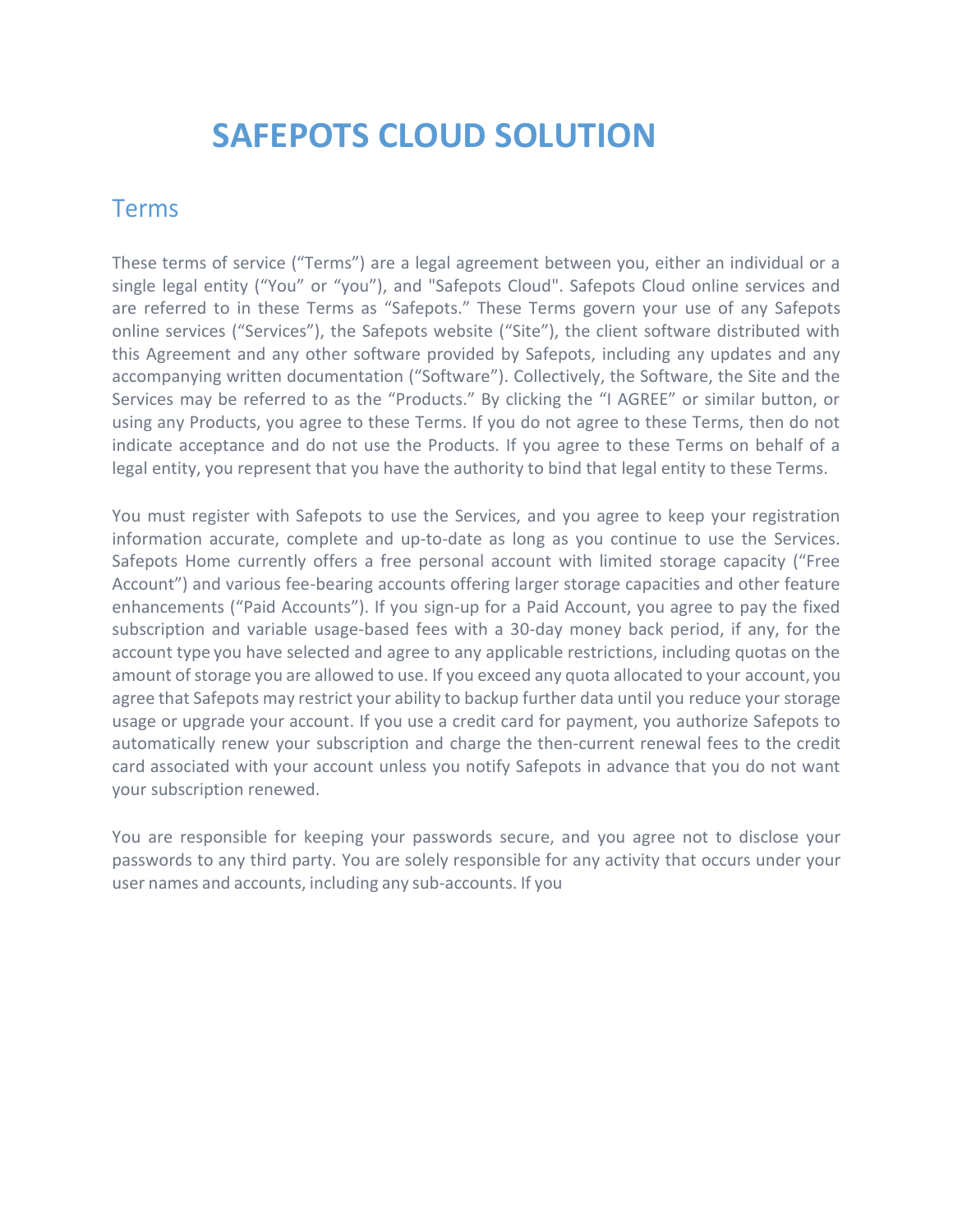# SAFEPOTS CLOUD SOLUTION

## Terms

These terms of service (“Terms”) are a legal agreement between you, either an individual or a single legal entity (“You” or “you”), and "Safepots Cloud". Safepots Cloud online services and are referred to in these Terms as “Safepots.” These Terms govern your use of any Safepots online services (“Services”), the Safepots website (“Site”), the client software distributed with this Agreement and any other software provided by Safepots, including any updates and any accompanying written documentation (“Software”). Collectively, the Software, the Site and the Services may be referred to as the “Products.” By clicking the “I AGREE” or similar button, or using any Products, you agree to these Terms. If you do not agree to these Terms, then do not indicate acceptance and do not use the Products. If you agree to these Terms on behalf of a legal entity, you represent that you have the authority to bind that legal entity to these Terms.

You must register with Safepots to use the Services, and you agree to keep your registration information accurate, complete and up-to-date as long as you continue to use the Services. Safepots Home currently offers a free personal account with limited storage capacity (“Free Account”) and various fee-bearing accounts offering larger storage capacities and other feature enhancements (“Paid Accounts”). If you sign-up for a Paid Account, you agree to pay the fixed subscription and variable usage-based fees with a 30-day money back period, if any, for the account type you have selected and agree to any applicable restrictions, including quotas on the amount of storage you are allowed to use. If you exceed any quota allocated to your account, you agree that Safepots may restrict your ability to backup further data until you reduce your storage usage or upgrade your account. If you use a credit card for payment, you authorize Safepots to automatically renew your subscription and charge the then-current renewal fees to the credit card associated with your account unless you notify Safepots in advance that you do not want your subscription renewed.

You are responsible for keeping your passwords secure, and you agree not to disclose your passwords to any third party. You are solely responsible for any activity that occurs under your user names and accounts, including any sub-accounts. If you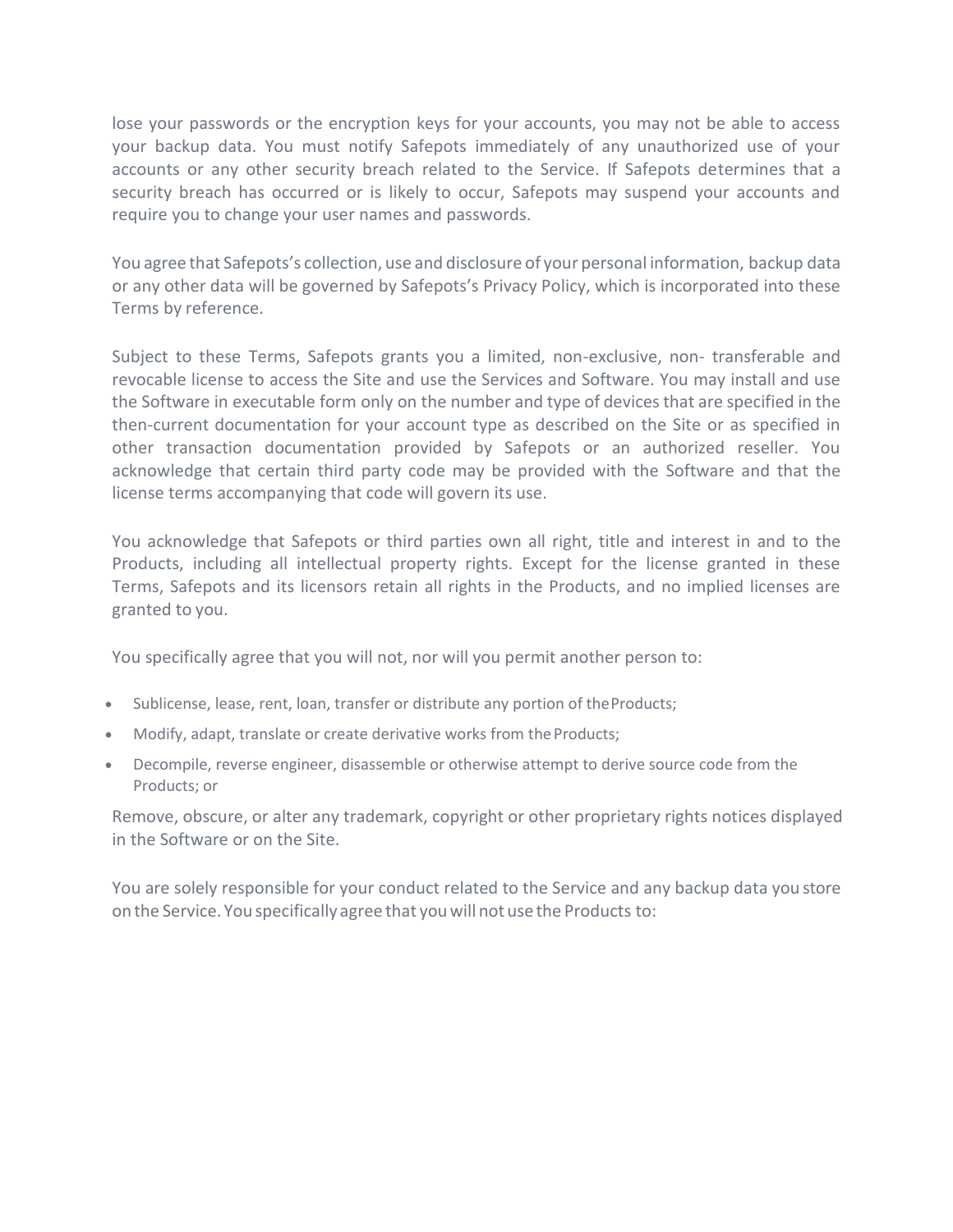lose your passwords or the encryption keys for your accounts, you may not be able to access your backup data. You must notify Safepots immediately of any unauthorized use of your accounts or any other security breach related to the Service. If Safepots determines that a security breach has occurred or is likely to occur, Safepots may suspend your accounts and require you to change your user names and passwords.

You agree that Safepots's collection, use and disclosure of your personal information, backup data or any other data will be governed by Safepots's Privacy Policy, which is incorporated into these Terms by reference.

Subject to these Terms, Safepots grants you a limited, non-exclusive, non- transferable and revocable license to access the Site and use the Services and Software. You may install and use the Software in executable form only on the number and type of devices that are specified in the then-current documentation for your account type as described on the Site or as specified in other transaction documentation provided by Safepots or an authorized reseller. You acknowledge that certain third party code may be provided with the Software and that the license terms accompanying that code will govern its use.

You acknowledge that Safepots or third parties own all right, title and interest in and to the Products, including all intellectual property rights. Except for the license granted in these Terms, Safepots and its licensors retain all rights in the Products, and no implied licenses are granted to you.

You specifically agree that you will not, nor will you permit another person to:

- Sublicense, lease, rent, loan, transfer or distribute any portion of the Products;
- Modify, adapt, translate or create derivative works from the Products;
- Decompile, reverse engineer, disassemble or otherwise attempt to derive source code from the Products; or

Remove, obscure, or alter any trademark, copyright or other proprietary rights notices displayed in the Software or on the Site.

You are solely responsible for your conduct related to the Service and any backup data you store on the Service. You specifically agree that you will not use the Products to: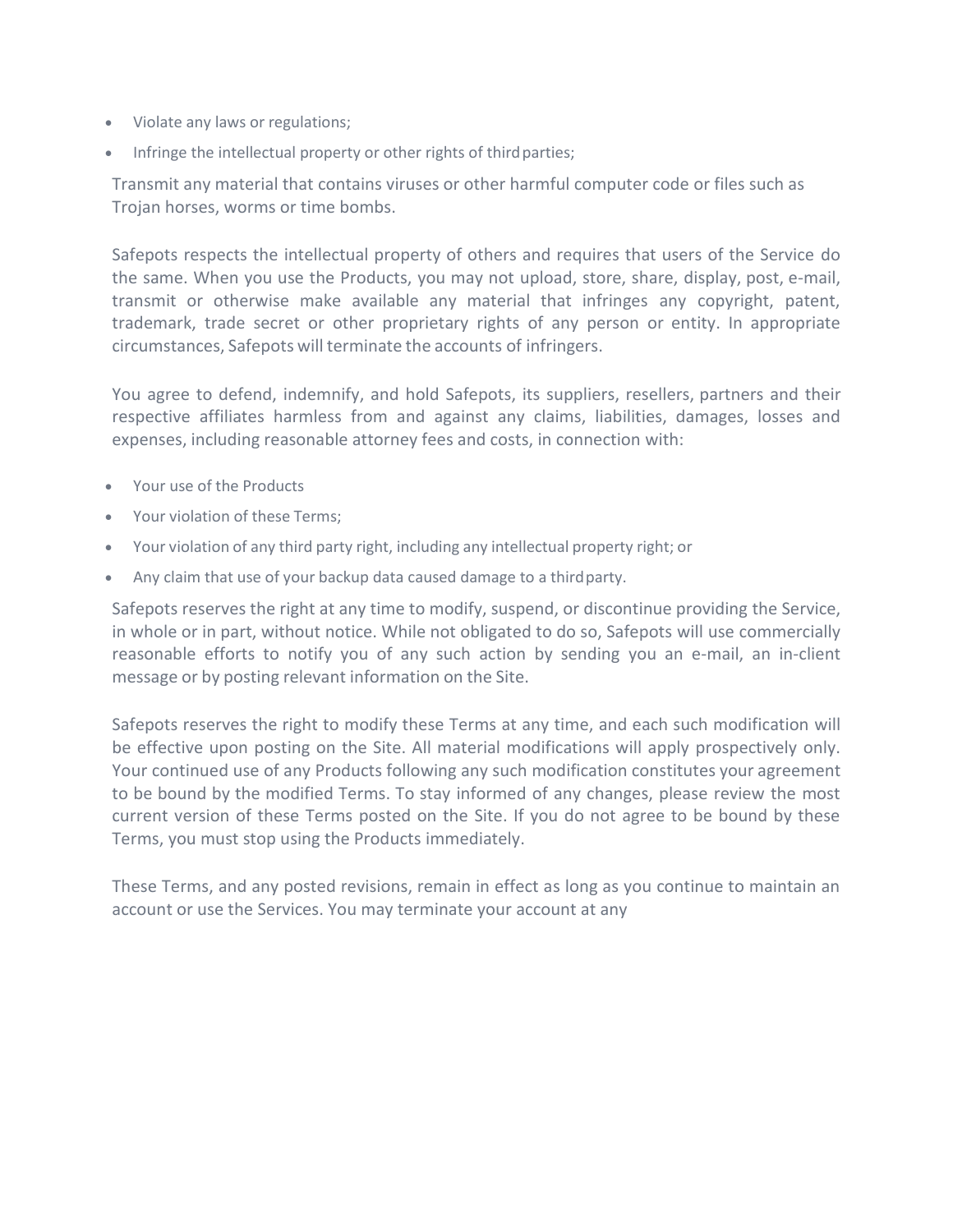- Violate any laws or regulations;
- Infringe the intellectual property or other rights of third parties;

Transmit any material that contains viruses or other harmful computer code or files such as Trojan horses, worms or time bombs.

Safepots respects the intellectual property of others and requires that users of the Service do the same. When you use the Products, you may not upload, store, share, display, post, e-mail, transmit or otherwise make available any material that infringes any copyright, patent, trademark, trade secret or other proprietary rights of any person or entity. In appropriate circumstances, Safepots will terminate the accounts of infringers.

You agree to defend, indemnify, and hold Safepots, its suppliers, resellers, partners and their respective affiliates harmless from and against any claims, liabilities, damages, losses and expenses, including reasonable attorney fees and costs, in connection with:

- Your use of the Products
- Your violation of these Terms;
- Your violation of any third party right, including any intellectual property right; or
- Any claim that use of your backup data caused damage to a third party.

Safepots reserves the right at any time to modify, suspend, or discontinue providing the Service, in whole or in part, without notice. While not obligated to do so, Safepots will use commercially reasonable efforts to notify you of any such action by sending you an e-mail, an in-client message or by posting relevant information on the Site.

Safepots reserves the right to modify these Terms at any time, and each such modification will be effective upon posting on the Site. All material modifications will apply prospectively only. Your continued use of any Products following any such modification constitutes your agreement to be bound by the modified Terms. To stay informed of any changes, please review the most current version of these Terms posted on the Site. If you do not agree to be bound by these Terms, you must stop using the Products immediately.

These Terms, and any posted revisions, remain in effect as long as you continue to maintain an account or use the Services. You may terminate your account at any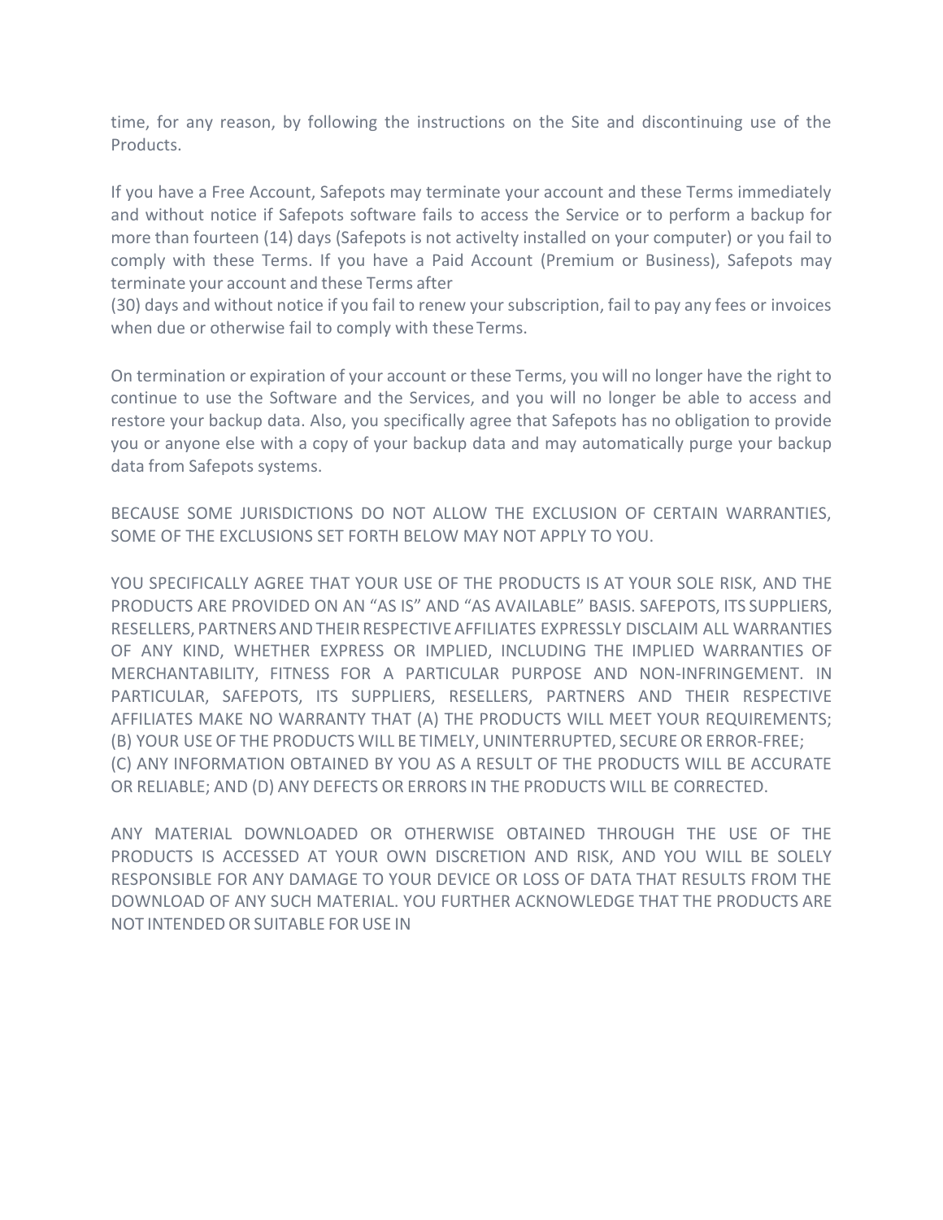time, for any reason, by following the instructions on the Site and discontinuing use of the Products.

If you have a Free Account, Safepots may terminate your account and these Terms immediately and without notice if Safepots software fails to access the Service or to perform a backup for more than fourteen (14) days (Safepots is not activelty installed on your computer) or you fail to comply with these Terms. If you have a Paid Account (Premium or Business), Safepots may terminate your account and these Terms after
(30) days and without notice if you fail to renew your subscription, fail to pay any fees or invoices when due or otherwise fail to comply with these Terms.

On termination or expiration of your account or these Terms, you will no longer have the right to continue to use the Software and the Services, and you will no longer be able to access and restore your backup data. Also, you specifically agree that Safepots has no obligation to provide you or anyone else with a copy of your backup data and may automatically purge your backup data from Safepots systems.

BECAUSE SOME JURISDICTIONS DO NOT ALLOW THE EXCLUSION OF CERTAIN WARRANTIES, SOME OF THE EXCLUSIONS SET FORTH BELOW MAY NOT APPLY TO YOU.

YOU SPECIFICALLY AGREE THAT YOUR USE OF THE PRODUCTS IS AT YOUR SOLE RISK, AND THE PRODUCTS ARE PROVIDED ON AN "AS IS" AND "AS AVAILABLE" BASIS. SAFEPOTS, ITS SUPPLIERS, RESELLERS, PARTNERS AND THEIR RESPECTIVE AFFILIATES EXPRESSLY DISCLAIM ALL WARRANTIES OF ANY KIND, WHETHER EXPRESS OR IMPLIED, INCLUDING THE IMPLIED WARRANTIES OF MERCHANTABILITY, FITNESS FOR A PARTICULAR PURPOSE AND NON-INFRINGEMENT. IN PARTICULAR, SAFEPOTS, ITS SUPPLIERS, RESELLERS, PARTNERS AND THEIR RESPECTIVE AFFILIATES MAKE NO WARRANTY THAT (A) THE PRODUCTS WILL MEET YOUR REQUIREMENTS; (B) YOUR USE OF THE PRODUCTS WILL BE TIMELY, UNINTERRUPTED, SECURE OR ERROR-FREE; (C) ANY INFORMATION OBTAINED BY YOU AS A RESULT OF THE PRODUCTS WILL BE ACCURATE OR RELIABLE; AND (D) ANY DEFECTS OR ERRORS IN THE PRODUCTS WILL BE CORRECTED.

ANY MATERIAL DOWNLOADED OR OTHERWISE OBTAINED THROUGH THE USE OF THE PRODUCTS IS ACCESSED AT YOUR OWN DISCRETION AND RISK, AND YOU WILL BE SOLELY RESPONSIBLE FOR ANY DAMAGE TO YOUR DEVICE OR LOSS OF DATA THAT RESULTS FROM THE DOWNLOAD OF ANY SUCH MATERIAL. YOU FURTHER ACKNOWLEDGE THAT THE PRODUCTS ARE NOT INTENDED OR SUITABLE FOR USE IN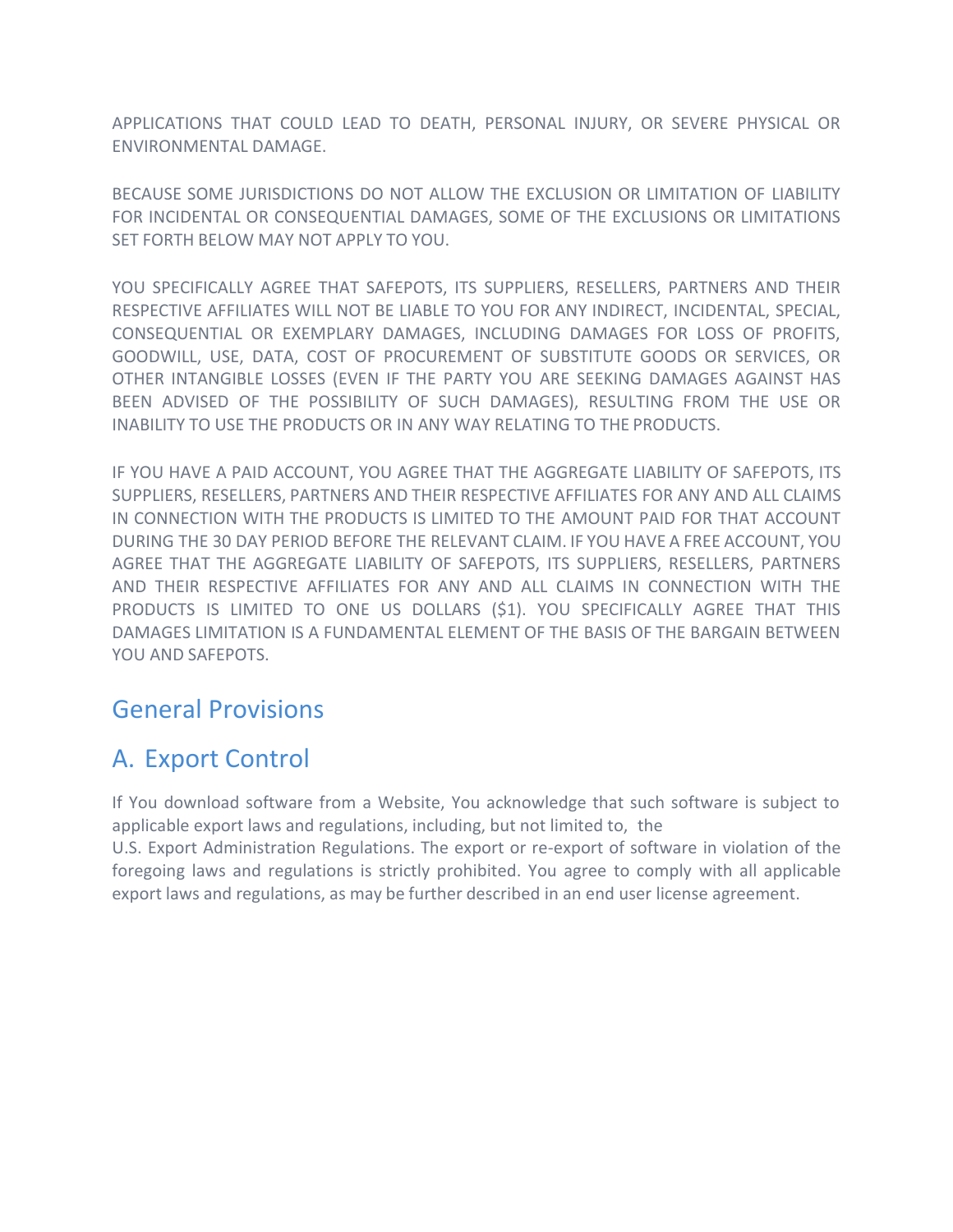APPLICATIONS THAT COULD LEAD TO DEATH, PERSONAL INJURY, OR SEVERE PHYSICAL OR ENVIRONMENTAL DAMAGE.

BECAUSE SOME JURISDICTIONS DO NOT ALLOW THE EXCLUSION OR LIMITATION OF LIABILITY FOR INCIDENTAL OR CONSEQUENTIAL DAMAGES, SOME OF THE EXCLUSIONS OR LIMITATIONS SET FORTH BELOW MAY NOT APPLY TO YOU.

YOU SPECIFICALLY AGREE THAT SAFEPOTS, ITS SUPPLIERS, RESELLERS, PARTNERS AND THEIR RESPECTIVE AFFILIATES WILL NOT BE LIABLE TO YOU FOR ANY INDIRECT, INCIDENTAL, SPECIAL, CONSEQUENTIAL OR EXEMPLARY DAMAGES, INCLUDING DAMAGES FOR LOSS OF PROFITS, GOODWILL, USE, DATA, COST OF PROCUREMENT OF SUBSTITUTE GOODS OR SERVICES, OR OTHER INTANGIBLE LOSSES (EVEN IF THE PARTY YOU ARE SEEKING DAMAGES AGAINST HAS BEEN ADVISED OF THE POSSIBILITY OF SUCH DAMAGES), RESULTING FROM THE USE OR INABILITY TO USE THE PRODUCTS OR IN ANY WAY RELATING TO THE PRODUCTS.

IF YOU HAVE A PAID ACCOUNT, YOU AGREE THAT THE AGGREGATE LIABILITY OF SAFEPOTS, ITS SUPPLIERS, RESELLERS, PARTNERS AND THEIR RESPECTIVE AFFILIATES FOR ANY AND ALL CLAIMS IN CONNECTION WITH THE PRODUCTS IS LIMITED TO THE AMOUNT PAID FOR THAT ACCOUNT DURING THE 30 DAY PERIOD BEFORE THE RELEVANT CLAIM. IF YOU HAVE A FREE ACCOUNT, YOU AGREE THAT THE AGGREGATE LIABILITY OF SAFEPOTS, ITS SUPPLIERS, RESELLERS, PARTNERS AND THEIR RESPECTIVE AFFILIATES FOR ANY AND ALL CLAIMS IN CONNECTION WITH THE PRODUCTS IS LIMITED TO ONE US DOLLARS ($1). YOU SPECIFICALLY AGREE THAT THIS DAMAGES LIMITATION IS A FUNDAMENTAL ELEMENT OF THE BASIS OF THE BARGAIN BETWEEN YOU AND SAFEPOTS.

## General Provisions

## A. Export Control

If You download software from a Website, You acknowledge that such software is subject to applicable export laws and regulations, including, but not limited to, the U.S. Export Administration Regulations. The export or re-export of software in violation of the foregoing laws and regulations is strictly prohibited. You agree to comply with all applicable export laws and regulations, as may be further described in an end user license agreement.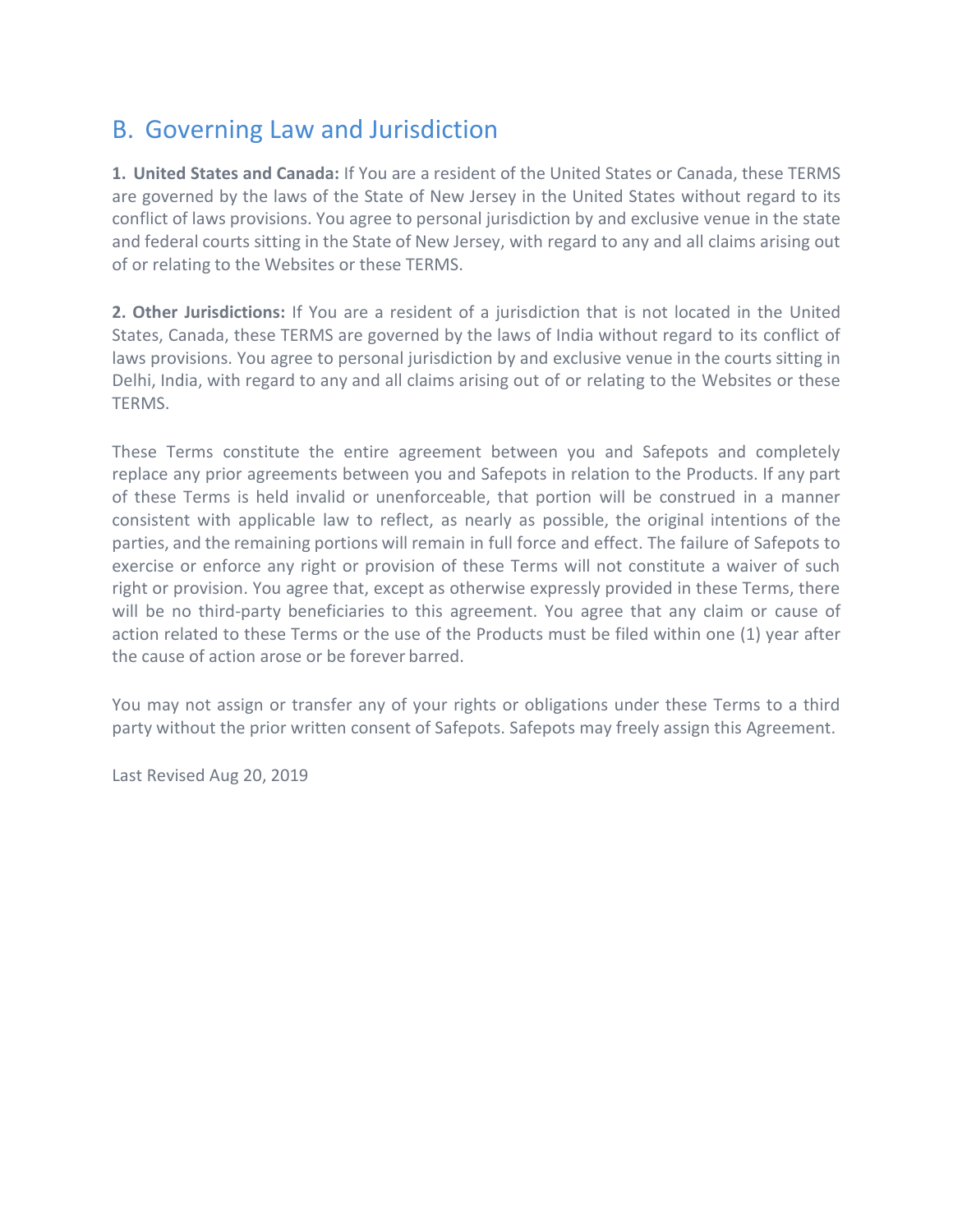## B. Governing Law and Jurisdiction

**1. United States and Canada:** If You are a resident of the United States or Canada, these TERMS are governed by the laws of the State of New Jersey in the United States without regard to its conflict of laws provisions. You agree to personal jurisdiction by and exclusive venue in the state and federal courts sitting in the State of New Jersey, with regard to any and all claims arising out of or relating to the Websites or these TERMS.

**2. Other Jurisdictions:** If You are a resident of a jurisdiction that is not located in the United States, Canada, these TERMS are governed by the laws of India without regard to its conflict of laws provisions. You agree to personal jurisdiction by and exclusive venue in the courts sitting in Delhi, India, with regard to any and all claims arising out of or relating to the Websites or these TERMS.

These Terms constitute the entire agreement between you and Safepots and completely replace any prior agreements between you and Safepots in relation to the Products. If any part of these Terms is held invalid or unenforceable, that portion will be construed in a manner consistent with applicable law to reflect, as nearly as possible, the original intentions of the parties, and the remaining portions will remain in full force and effect. The failure of Safepots to exercise or enforce any right or provision of these Terms will not constitute a waiver of such right or provision. You agree that, except as otherwise expressly provided in these Terms, there will be no third-party beneficiaries to this agreement. You agree that any claim or cause of action related to these Terms or the use of the Products must be filed within one (1) year after the cause of action arose or be forever barred.

You may not assign or transfer any of your rights or obligations under these Terms to a third party without the prior written consent of Safepots. Safepots may freely assign this Agreement.

Last Revised Aug 20, 2019